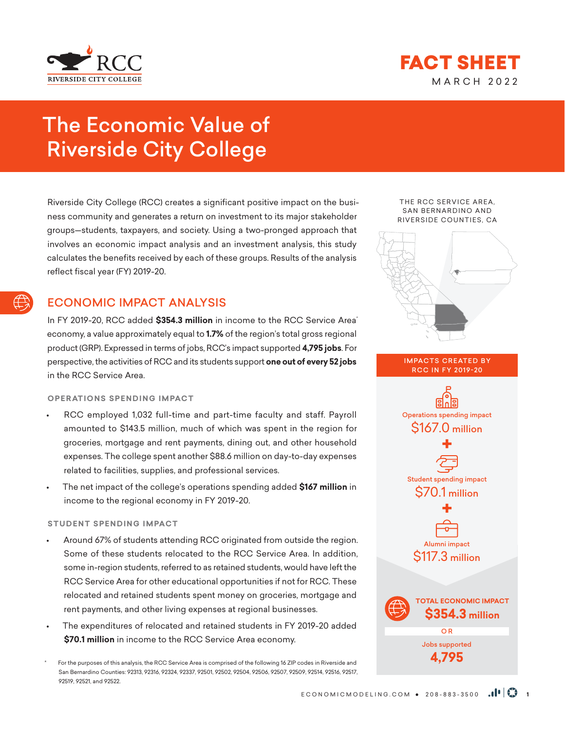RCC
RIVERSIDE CITY COLLEGE

# FACT SHEET

MARCH 2022

# The Economic Value of Riverside City College

Riverside City College (RCC) creates a significant positive impact on the business community and generates a return on investment to its major stakeholder groups—students, taxpayers, and society. Using a two-pronged approach that involves an economic impact analysis and an investment analysis, this study calculates the benefits received by each of these groups. Results of the analysis reflect fiscal year (FY) 2019-20.

## ECONOMIC IMPACT ANALYSIS

In FY 2019-20, RCC added **$354.3 million** in income to the RCC Service Area* economy, a value approximately equal to **1.7%** of the region's total gross regional product (GRP). Expressed in terms of jobs, RCC's impact supported **4,795 jobs**. For perspective, the activities of RCC and its students support **one out of every 52 jobs** in the RCC Service Area.

### OPERATIONS SPENDING IMPACT

- RCC employed 1,032 full-time and part-time faculty and staff. Payroll amounted to $143.5 million, much of which was spent in the region for groceries, mortgage and rent payments, dining out, and other household expenses. The college spent another $88.6 million on day-to-day expenses related to facilities, supplies, and professional services.
- The net impact of the college's operations spending added **$167 million** in income to the regional economy in FY 2019-20.

### STUDENT SPENDING IMPACT

- Around 67% of students attending RCC originated from outside the region. Some of these students relocated to the RCC Service Area. In addition, some in-region students, referred to as retained students, would have left the RCC Service Area for other educational opportunities if not for RCC. These relocated and retained students spent money on groceries, mortgage and rent payments, and other living expenses at regional businesses.
- The expenditures of relocated and retained students in FY 2019-20 added **$70.1 million** in income to the RCC Service Area economy.

\* For the purposes of this analysis, the RCC Service Area is comprised of the following 16 ZIP codes in Riverside and San Bernardino Counties: 92313, 92316, 92324, 92337, 92501, 92502, 92504, 92506, 92507, 92509, 92514, 92516, 92517, 92519, 92521, and 92522.

THE RCC SERVICE AREA, SAN BERNARDINO AND RIVERSIDE COUNTIES, CA

**IMPACTS CREATED BY RCC IN FY 2019-20**

Operations spending impact
$167.0 million

+

Student spending impact
$70.1 million

+

Alumni impact
$117.3 million

**TOTAL ECONOMIC IMPACT**
**$354.3 million**

OR

Jobs supported
**4,795**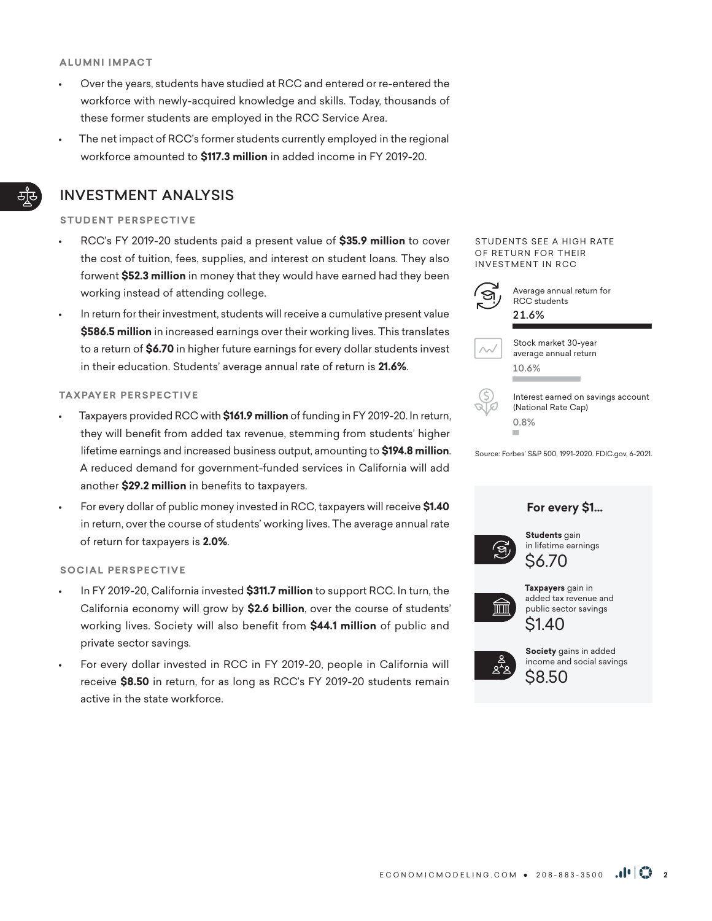### ALUMNI IMPACT

- Over the years, students have studied at RCC and entered or re-entered the workforce with newly-acquired knowledge and skills. Today, thousands of these former students are employed in the RCC Service Area.
- The net impact of RCC's former students currently employed in the regional workforce amounted to **$117.3 million** in added income in FY 2019-20.

## INVESTMENT ANALYSIS

### STUDENT PERSPECTIVE

- RCC's FY 2019-20 students paid a present value of **$35.9 million** to cover the cost of tuition, fees, supplies, and interest on student loans. They also forwent **$52.3 million** in money that they would have earned had they been working instead of attending college.
- In return for their investment, students will receive a cumulative present value **$586.5 million** in increased earnings over their working lives. This translates to a return of **$6.70** in higher future earnings for every dollar students invest in their education. Students' average annual rate of return is **21.6%**.

### TAXPAYER PERSPECTIVE

- Taxpayers provided RCC with **$161.9 million** of funding in FY 2019-20. In return, they will benefit from added tax revenue, stemming from students' higher lifetime earnings and increased business output, amounting to **$194.8 million**. A reduced demand for government-funded services in California will add another **$29.2 million** in benefits to taxpayers.
- For every dollar of public money invested in RCC, taxpayers will receive **$1.40** in return, over the course of students' working lives. The average annual rate of return for taxpayers is **2.0%**.

### SOCIAL PERSPECTIVE

- In FY 2019-20, California invested **$311.7 million** to support RCC. In turn, the California economy will grow by **$2.6 billion**, over the course of students' working lives. Society will also benefit from **$44.1 million** of public and private sector savings.
- For every dollar invested in RCC in FY 2019-20, people in California will receive **$8.50** in return, for as long as RCC's FY 2019-20 students remain active in the state workforce.

STUDENTS SEE A HIGH RATE OF RETURN FOR THEIR INVESTMENT IN RCC

Average annual return for RCC students
21.6%

Stock market 30-year average annual return
10.6%

Interest earned on savings account (National Rate Cap)
0.8%

Source: Forbes' S&P 500, 1991-2020. FDIC.gov, 6-2021.

**For every $1...**

**Students** gain in lifetime earnings
$6.70

**Taxpayers** gain in added tax revenue and public sector savings
$1.40

**Society** gains in added income and social savings
$8.50